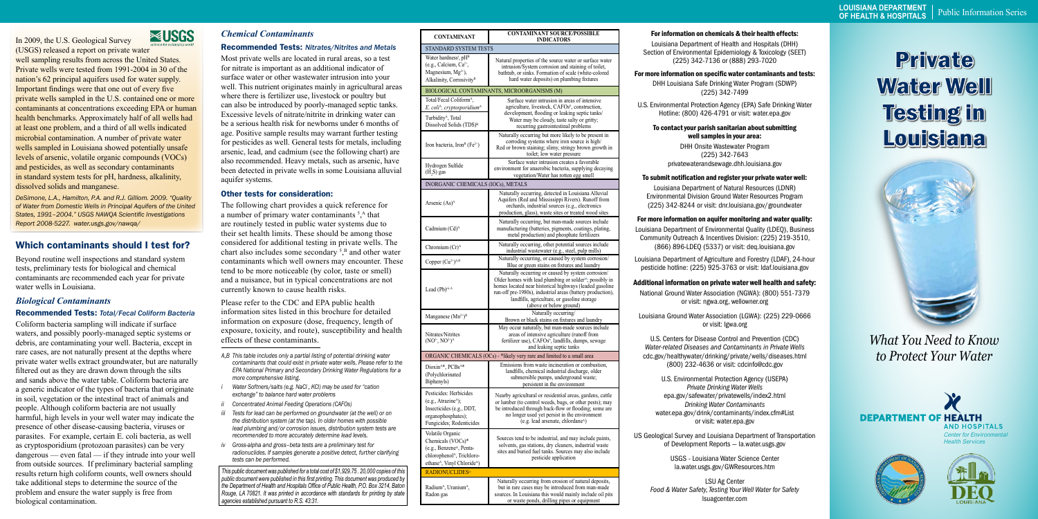In 2009, the U.S. Geological Survey (USGS) released a report on private water well sampling results from across the United States. Private wells were tested from 1991-2004 in 30 of the nation's 62 principal aquifers used for water supply. Important findings were that one out of every five private wells sampled in the U.S. contained one or more contaminants at concentrations exceeding EPA or human health benchmarks. Approximately half of all wells had at least one problem, and a third of all wells indicated microbial contamination. A number of private water wells sampled in Louisiana showed potentially unsafe levels of arsenic, volatile organic compounds (VOCs) and pesticides, as well as secondary contaminants in standard system tests for pH, hardness, alkalinity, dissolved solids and manganese.

*DeSimone, L.A., Hamilton, P.A. and R.J. Gilliom. 2009. "Quality of Water from Domestic Wells in Principal Aquifers of the United States, 1991–2004." USGS NAWQA Scientific Investigations Report 2008-5227. water.usgs.gov/nawqa/*

## Which contaminants should I test for?

Beyond routine well inspections and standard system tests, preliminary tests for biological and chemical contaminants are recommended each year for private water wells in Louisiana.

### *Biological Contaminants*

#### Recommended Tests: *Total/Fecal Coliform Bacteria*

Coliform bacteria sampling will indicate if surface waters, and possibly poorly-managed septic systems or debris, are contaminating your well. Bacteria, except in rare cases, are not naturally present at the depths where private water wells extract groundwater, but are naturally filtered out as they are drawn down through the silts and sands above the water table. Coliform bacteria are a generic indicator of the types of bacteria that originate in soil, vegetation or the intestinal tract of animals and people. Although coliform bacteria are not usually harmful, high levels in your well water may indicate the presence of other disease-causing bacteria, viruses or parasites. For example, certain E. coli bacteria, as well as cryptosporidium (protozoan parasites) can be very dangerous — even fatal — if they intrude into your well from outside sources. If preliminary bacterial sampling results return high coliform counts, well owners should take additional steps to determine the source of the problem and ensure the water supply is free from biological contamination.

### *Chemical Contaminants*

#### Recommended Tests: *Nitrates/Nitrites and Metals*

Most private wells are located in rural areas, so a test for nitrate is important as an additional indicator of surface water or other wastewater intrusion into your well. This nutrient originates mainly in agricultural areas where there is fertilizer use, livestock or poultry but can also be introduced by poorly-managed septic tanks. Excessive levels of nitrate/nitrite in drinking water can be a serious health risk for newborns under 6 months of age. Positive sample results may warrant further testing for pesticides as well. General tests for metals, including arsenic, lead, and cadmium (see the following chart) are also recommended. Heavy metals, such as arsenic, have been detected in private wells in some Louisiana alluvial aquifer systems.

#### Other tests for consideration:

The following chart provides a quick reference for a number of primary water contaminants [P,A] that are routinely tested in public water systems due to their set health limits. These should be among those considered for additional testing in private wells. The chart also includes some secondary [S,B] and other water contaminants which well owners may encounter. These tend to be more noticeable (by color, taste or smell) and a nuisance, but in typical concentrations are not currently known to cause health risks.

Please refer to the CDC and EPA public health information sites listed in this brochure for detailed information on exposure (dose, frequency, length of exposure, toxicity, and route), susceptibility and health effects of these contaminants.

*A,B This table includes only a partial listing of potential drinking water contaminants that could exist in private water wells. Please refer to the EPA National Primary and Secondary Drinking Water Regulations for a more comprehensive listing.*

*i Water Softners/salts (e.g. NaCl , KCl) may be used for "cation exchange" to balance hard water problems*

*ii Concentrated Animal Feeding Operations (CAFOs)*

*iii Tests for lead can be performed on groundwater (at the well) or on the distribution system (at the tap). In older homes with possible lead plumbing and/or corrosion issues, distribution system tests are recommended to more accurately determine lead levels.*

*iv Gross-alpha and gross–beta tests are a preliminary test for radionuclides. If samples generate a positive detect, further clarifying tests can be performed.*

*This public document was published for a total cost of $1,929.75 . 20,000 copies of this public document were published in this first printing. This document was produced by the Department of Health and Hospitals Office of Public Health, P.O. Box 3214, Baton Rouge, LA 70821. It was printed in accordance with standards for printing by state agencies established pursuant to R.S. 43:31.*

| CONTAMINANT | CONTAMINANT SOURCE/POSSIBLE INDICATORS |
|---|---|
| **STANDARD SYSTEM TESTS** | |
| Water hardness[i], pH[B] (e.g., Calcium, $Ca^{2+}$, Magnesium, $Mg^{2+}$), Alkalinity, Corrosivity[B] | Natural properties of the source water or surface water intrusion/System corrosion and staining of toilet, bathtub, or sinks. Formation of scale (white-colored hard water deposits) on plumbing fixtures |
| **BIOLOGICAL CONTAMINANTS, MICROORGANISMS (M)** | |
| Total/Fecal Coliform[A], *E. coli*[A], *cryptosporidium*[A] Turbidity[A], Total Dissolved Solids (TDS)[B] | Surface water intrusion in areas of intensive agriculture, livestock, CAFOs[ii], construction, development, flooding or leaking septic tanks/ Water may be cloudy, taste salty or gritty; recurring gastrointestinal problems |
| Iron bacteria, Iron[B] ($Fe^{2+}$) | Naturally occurring but more likely to be present in corroding systems where iron source is high/ Red or brown staining; slimy, stringy brown growth in toilet; low water pressure |
| Hydrogen Sulfide ($H_2S$) gas | Surface water intrusion creates a favorable environment for anaerobic bacteria, supplying decaying vegetation/Water has rotten egg smell |
| **INORGANIC CHEMICALS (IOCs), METALS** | |
| Arsenic (As)[A] | Naturally occurring, detected in Louisiana Alluvial Aquifers (Red and Mississippi Rivers). Runoff from orchards, industrial sources (e.g., electronics production, glass), waste sites or treated wood sites |
| Cadmium (Cd)[A] | Naturally occurring, but man-made sources include manufacturing (batteries, pigments, coatings, plating, metal production) and phosphate fertilizers |
| Chromium (Cr)[A] | Naturally occurring, other potential sources include industrial wastewater (e.g., steel, pulp mills) |
| Copper ($Cu^{2+}$)[A,B] | Naturally occurring, or caused by system corrosion/ Blue or green stains on fixtures and laundry |
| Lead (Pb)[iii, A] | Naturally occurring or caused by system corrosion/ Older homes with lead plumbing or solder[iii]; possibly in homes located near historical highways (leaded gasoline run-off pre-1980s), industrial areas (battery production), landfills, agriculture, or gasoline storage (above or below ground) |
| Manganese ($Mn^{2+}$)[B] | Naturally occurring/ Brown or black stains on fixtures and laundry |
| Nitrates/Nitrites ($NO^{3-}$, $NO^{2-}$)[A] | May occur naturally, but man-made sources include areas of intensive agriculture (runoff from fertilizer use), CAFOs[ii], landfills, dumps, sewage and leaking septic tanks |
| **ORGANIC CHEMICALS (OCs) - \*likely very rare and limited to a small area** | |
| Dioxin[A]\*, PCBs[A]\* (Polychlorinated Biphenyls) | Emissions from waste incineration or combustion, landfills, chemical industrial discharge, older submersible pumps, underground waste; persistent in the environment |
| Pesticides: Herbicides (e.g., Atrazine[A]); Insecticides (e.g., DDT, organophosphates); Fungicides; Rodenticides | Nearby agricultural or residential areas, gardens, cattle or lumber (to control weeds, bugs, or other pests); may be introduced through back-flow or flooding; some are no longer used yet persist in the environment (e.g. lead arsenate, chlordane[A]) |
| Volatile Organic Chemicals (VOCs)\* (e.g., Benzene[A], Pentachlorophenol[A], Trichloroethane[A], Vinyl Chloride[A]) | Sources tend to be industrial, and may include paints, solvents, gas stations, dry cleaners, industrial waste sites and buried fuel tanks. Sources may also include pesticide application |
| **RADIONUCLIDES[iv]** | |
| Radium[A], Uranium[A], Radon gas | Naturally occurring from erosion of natural deposits, but in rare cases may be introduced from man-made sources. In Louisiana this would mainly include oil pits or waste ponds, drilling pipes or equipment |

#### For information on chemicals & their health effects:

Louisiana Department of Health and Hospitals (DHH) Section of Environmental Epidemiology & Toxicology (SEET) (225) 342-7136 or (888) 293-7020

#### For more information on specific water contaminants and tests:

DHH Louisiana Safe Drinking Water Program (SDWP) (225) 342-7499

U.S. Environmental Protection Agency (EPA) Safe Drinking Water Hotline: (800) 426-4791 or visit: water.epa.gov

#### To contact your parish sanitarian about submitting well samples in your area:

DHH Onsite Wastewater Program
(225) 342-7643
privatewaterandsewage.dhh.louisiana.gov

#### To submit notification and register your private water well:

Louisiana Department of Natural Resources (LDNR) Environmental Division Ground Water Resources Program (225) 342-8244 or visit: dnr.louisiana.gov/groundwater

#### For more information on aquifer monitoring and water quality:

Louisiana Department of Environmental Quality (LDEQ), Business Community Outreach & Incentives Division: (225) 219-3510, (866) 896-LDEQ (5337) or visit: deq.louisiana.gov

Louisiana Department of Agriculture and Forestry (LDAF), 24-hour pesticide hotline: (225) 925-3763 or visit: ldaf.louisiana.gov

#### Additional information on private water well health and safety:

National Ground Water Association (NGWA): (800) 551-7379 or visit: ngwa.org, wellowner.org

Louisiana Ground Water Association (LGWA): (225) 229-0666 or visit: lgwa.org

U.S. Centers for Disease Control and Prevention (CDC)
*Water-related Diseases and Contaminants in Private Wells*
cdc.gov/healthywater/drinking/private/wells/diseases.html
(800) 232-4636 or visit: cdcinfo@cdc.gov

U.S. Environmental Protection Agency (USEPA)
*Private Drinking Water Wells*
epa.gov/safewater/privatewells/index2.html
*Drinking Water Contaminants*
water.epa.gov/drink/contaminants/index.cfm#List
or visit: water.epa.gov

US Geological Survey and Louisiana Department of Transportation of Development Reports — la.water.usgs.gov

USGS - Louisiana Water Science Center
la.water.usgs.gov/GWResources.htm

LSU Ag Center
*Food & Water Safety, Testing Your Well Water for Safety*
lsuagcenter.com

# Private Water Well Testing in Louisiana

*What You Need to Know to Protect Your Water*

DEPARTMENT OF HEALTH AND HOSPITALS
*Center for Environmental Health Services*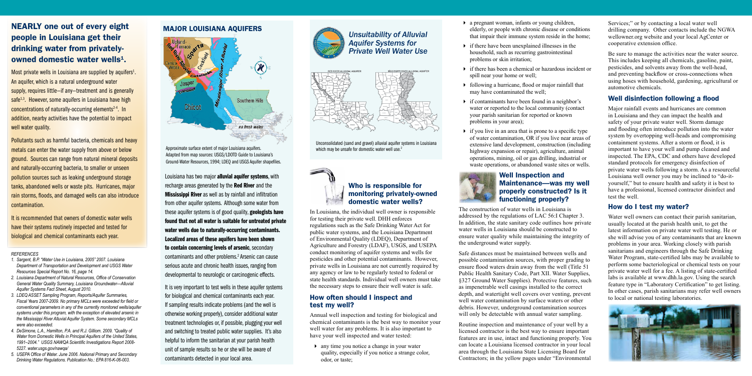## NEARLY one out of every eight people in Louisiana get their drinking water from privately-owned domestic water wells[1].

Most private wells in Louisiana are supplied by aquifers[1]. An aquifer, which is a natural underground water supply, requires little—if any—treatment and is generally safe[1,3]. However, some aquifers in Louisiana have high concentrations of naturally-occurring elements[2-4]. In addition, nearby activities have the potential to impact well water quality.

Pollutants such as harmful bacteria, chemicals and heavy metals can enter the water supply from above or below ground. Sources can range from natural mineral deposits and naturally-occurring bacteria, to smaller or unseen pollution sources such as leaking underground storage tanks, abandoned wells or waste pits. Hurricanes, major rain storms, floods, and damaged wells can also introduce contamination.

It is recommended that owners of domestic water wells have their systems routinely inspected and tested for biological and chemical contaminants each year.

*REFERENCES*

1. *Sargent, B.P. "Water Use in Louisiana, 2005" 2007. Louisiana Department of Transportation and Development and USGS Water Resources Special Report No. 16, page 14.*
2. *Louisiana Department of Natural Resources, Office of Conservation General Water Quality Summary, Louisiana Groundwater—Alluvial Aquifer Systems Fact Sheet, August 2010.*
3. *LDEQ ASSET Sampling Program, Reports/Aquifer Summaries, Fiscal Years 2007-2009. No primary MCLs were exceeded for field or conventional parameters in any of the currently monitored wells/aquifer systems under this program, with the exception of elevated arsenic in the Mississippi River Alluvial Aquifer System. Some secondary MCLs were also exceeded.*
4. *DeSimone, L.A., Hamilton, P.A. and R.J. Gilliom. 2009. "Quality of Water from Domestic Wells in Principal Aquifers of the United States, 1991–2004." USGS NAWQA Scientific Investigations Report 2008-5227. water.usgs.gov/nawqa/*
5. *USEPA Office of Water. June 2006. National Primary and Secondary Drinking Water Regulations. Publication No.: EPA 816-K-06-003.*

## MAJOR LOUISIANA AQUIFERS

Upland Terrace
Red River Alluvial
Sparta
Cockfield
Carrizo Wilcox
Catahoula
Jasper
Evangeline
Mississippi River Alluvial
Southern Hills
Chicot
no fresh water

Approximate surface extent of major Louisiana aquifers. Adapted from map sources: USGS/LDOTD Guide to Louisiana's Ground-Water Resources, 1994; LDEQ and USGS Aquifer shapefiles.

Louisiana has two major **alluvial aquifer systems**, with recharge areas generated by the **Red River** and the **Mississippi River** as well as by rainfall and infiltration from other aquifer systems. Although some water from these aquifer systems is of good quality, **geologists have found that not all water is suitable for untreated private water wells due to naturally-occurring contaminants. Localized areas of these aquifers have been shown to contain concerning levels of arsenic**, secondary contaminants and other problems.[2] Arsenic can cause serious acute and chronic health issues, ranging from developmental to neurologic or carcinogenic effects.

It is very important to test wells in these aquifer systems for biological and chemical contaminants each year. If sampling results indicate problems (and the well is otherwise working properly), consider additional water treatment technologies or, if possible, plugging your well and switching to treated public water supplies. It's also helpful to inform the sanitarian at your parish health unit of sample results so he or she will be aware of contaminants detected in your local area.

### *Unsuitability of Alluvial Aquifer Systems for Private Well Water Use*

RED RIVER ALLUVIAL AQUIFER
MISSISSIPPI RIVER ALLUVIAL AQUIFER

Unconsolidated (sand and gravel) alluvial aquifer systems in Louisiana which may be unsafe for domestic water well use.[2]

### Who is responsible for monitoring privately-owned domestic water wells?

In Louisiana, the individual well owner is responsible for testing their private well. DHH enforces regulations such as the Safe Drinking Water Act for public water systems, and the Louisiana Department of Environmental Quality (LDEQ), Department of Agriculture and Forestry (LDAF), USGS, and USEPA conduct monitoring of aquifer systems and wells for pesticides and other potential contaminants. However, private wells in Louisiana are not currently required by any agency or law to be regularly tested to federal or state health standards. Individual well owners must take the necessary steps to ensure their well water is safe.

### How often should I inspect and test my well?

Annual well inspection and testing for biological and chemical contaminants is the best way to monitor your well water for any problems. It is also important to have your well inspected and water tested:

- any time you notice a change in your water quality, especially if you notice a strange color, odor, or taste;
- a pregnant woman, infants or young children, elderly, or people with chronic disease or conditions that impair their immune system reside in the home;
- if there have been unexplained illnesses in the household, such as recurring gastrointestinal problems or skin irritation;
- if there has been a chemical or hazardous incident or spill near your home or well;
- following a hurricane, flood or major rainfall that may have contaminated the well;
- if contaminants have been found in a neighbor's water or reported to the local community (contact your parish sanitarian for reported or known problems in your area);
- if you live in an area that is prone to a specific type of water contamination, OR if you live near areas of extensive land development, construction (including highway expansion or repair), agriculture, animal operations, mining, oil or gas drilling, industrial or waste operations, or abandoned waste sites or wells.

### Well Inspection and Maintenance—was my well properly constructed? Is it functioning properly?

The construction of water wells in Louisiana is addressed by the regulations of LAC 56:I Chapter 3. In addition, the state sanitary code outlines how private water wells in Louisiana should be constructed to ensure water quality while maintaining the integrity of the underground water supply.

Safe distances must be maintained between wells and possible contamination sources, with proper grading to ensure flood waters drain away from the well (Title 51 Public Health Sanitary Code, Part XII. Water Supplies, §327 Ground Water Supplies). Protective features, such as impenetrable well casings installed to the correct depth, and watertight well covers over venting, prevent well water contamination by surface waters or other debris. However, underground contamination sources will only be detectable with annual water sampling.

Routine inspection and maintenance of your well by a licensed contractor is the best way to ensure important features are in use, intact and functioning properly. You can locate a Louisiana licensed contractor in your local area through the Louisiana State Licensing Board for Contractors; in the yellow pages under "Environmental Services;" or by contacting a local water well drilling company. Other contacts include the NGWA wellowner.org website and your local AgCenter or cooperative extension office.

Be sure to manage the activities near the water source. This includes keeping all chemicals, gasoline, paint, pesticides, and solvents away from the well-head, and preventing backflow or cross-connections when using hoses with household, gardening, agricultural or automotive chemicals.

### Well disinfection following a flood

Major rainfall events and hurricanes are common in Louisiana and they can impact the health and safety of your private water well. Storm damage and flooding often introduce pollution into the water system by overtopping well-heads and compromising containment systems. After a storm or flood, it is important to have your well and pump cleaned and inspected. The EPA, CDC and others have developed standard protocols for emergency disinfection of private water wells following a storm. As a resourceful Louisiana well owner you may be inclined to "do-it-yourself," but to ensure health and safety it is best to have a professional, licensed contractor disinfect and test the well.

### How do I test my water?

Water well owners can contact their parish sanitarian, usually located at the parish health unit, to get the latest information on private water well testing. He or she will advise you of any contaminants that are known problems in your area. Working closely with parish sanitarians and engineers through the Safe Drinking Water Program, state-certified labs may be available to perform some bacteriological or chemical tests on your private water well for a fee. A listing of state-certified labs is available at www.dhh.la.gov. Using the search feature type in "Laboratory Certification" to get listing. In other cases, parish sanitarians may refer well owners to local or national testing laboratories.